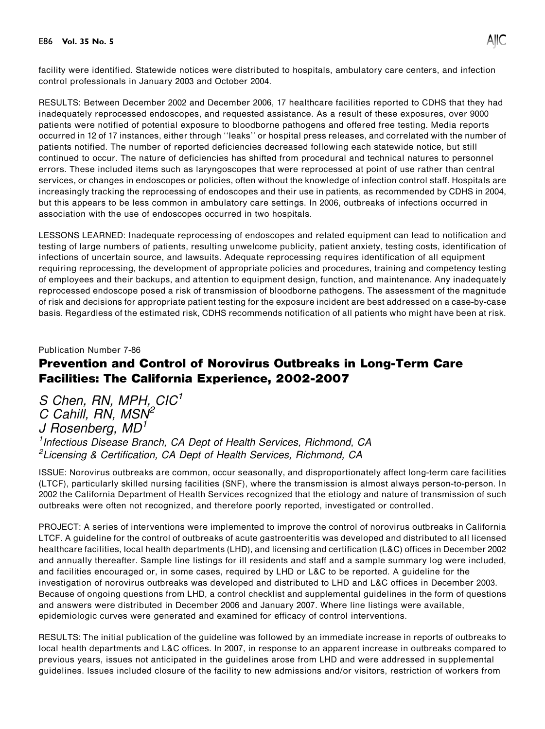facility were identified. Statewide notices were distributed to hospitals, ambulatory care centers, and infection control professionals in January 2003 and October 2004.

RESULTS: Between December 2002 and December 2006, 17 healthcare facilities reported to CDHS that they had inadequately reprocessed endoscopes, and requested assistance. As a result of these exposures, over 9000 patients were notified of potential exposure to bloodborne pathogens and offered free testing. Media reports occurred in 12 of 17 instances, either through ''leaks'' or hospital press releases, and correlated with the number of patients notified. The number of reported deficiencies decreased following each statewide notice, but still continued to occur. The nature of deficiencies has shifted from procedural and technical natures to personnel errors. These included items such as laryngoscopes that were reprocessed at point of use rather than central services, or changes in endoscopes or policies, often without the knowledge of infection control staff. Hospitals are increasingly tracking the reprocessing of endoscopes and their use in patients, as recommended by CDHS in 2004, but this appears to be less common in ambulatory care settings. In 2006, outbreaks of infections occurred in association with the use of endoscopes occurred in two hospitals.

LESSONS LEARNED: Inadequate reprocessing of endoscopes and related equipment can lead to notification and testing of large numbers of patients, resulting unwelcome publicity, patient anxiety, testing costs, identification of infections of uncertain source, and lawsuits. Adequate reprocessing requires identification of all equipment requiring reprocessing, the development of appropriate policies and procedures, training and competency testing of employees and their backups, and attention to equipment design, function, and maintenance. Any inadequately reprocessed endoscope posed a risk of transmission of bloodborne pathogens. The assessment of the magnitude of risk and decisions for appropriate patient testing for the exposure incident are best addressed on a case-by-case basis. Regardless of the estimated risk, CDHS recommends notification of all patients who might have been at risk.

Publication Number 7-86

## Prevention and Control of Norovirus Outbreaks in Long-Term Care Facilities: The California Experience, 2002-2007

*S Chen, RN, MPH, CIC*[1]
*C Cahill, RN, MSN*[2]
*J Rosenberg, MD*[1]

[1]*Infectious Disease Branch, CA Dept of Health Services, Richmond, CA*
[2]*Licensing & Certification, CA Dept of Health Services, Richmond, CA*

ISSUE: Norovirus outbreaks are common, occur seasonally, and disproportionately affect long-term care facilities (LTCF), particularly skilled nursing facilities (SNF), where the transmission is almost always person-to-person. In 2002 the California Department of Health Services recognized that the etiology and nature of transmission of such outbreaks were often not recognized, and therefore poorly reported, investigated or controlled.

PROJECT: A series of interventions were implemented to improve the control of norovirus outbreaks in California LTCF. A guideline for the control of outbreaks of acute gastroenteritis was developed and distributed to all licensed healthcare facilities, local health departments (LHD), and licensing and certification (L&C) offices in December 2002 and annually thereafter. Sample line listings for ill residents and staff and a sample summary log were included, and facilities encouraged or, in some cases, required by LHD or L&C to be reported. A guideline for the investigation of norovirus outbreaks was developed and distributed to LHD and L&C offices in December 2003. Because of ongoing questions from LHD, a control checklist and supplemental guidelines in the form of questions and answers were distributed in December 2006 and January 2007. Where line listings were available, epidemiologic curves were generated and examined for efficacy of control interventions.

RESULTS: The initial publication of the guideline was followed by an immediate increase in reports of outbreaks to local health departments and L&C offices. In 2007, in response to an apparent increase in outbreaks compared to previous years, issues not anticipated in the guidelines arose from LHD and were addressed in supplemental guidelines. Issues included closure of the facility to new admissions and/or visitors, restriction of workers from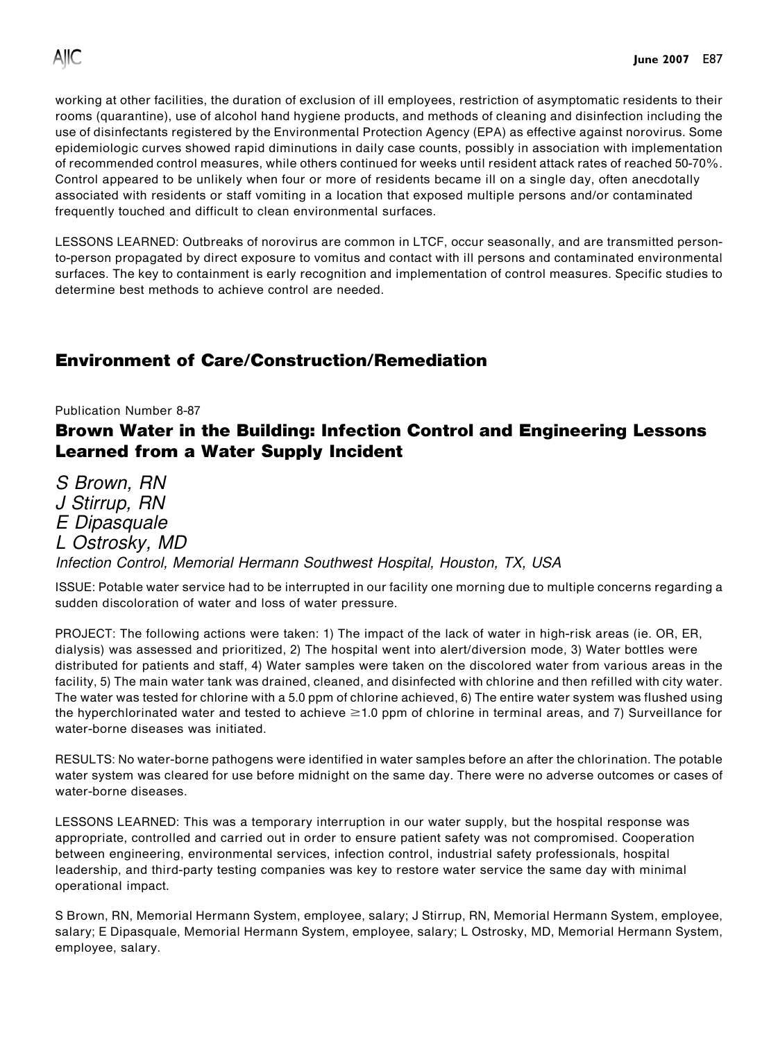working at other facilities, the duration of exclusion of ill employees, restriction of asymptomatic residents to their rooms (quarantine), use of alcohol hand hygiene products, and methods of cleaning and disinfection including the use of disinfectants registered by the Environmental Protection Agency (EPA) as effective against norovirus. Some epidemiologic curves showed rapid diminutions in daily case counts, possibly in association with implementation of recommended control measures, while others continued for weeks until resident attack rates of reached 50-70%. Control appeared to be unlikely when four or more of residents became ill on a single day, often anecdotally associated with residents or staff vomiting in a location that exposed multiple persons and/or contaminated frequently touched and difficult to clean environmental surfaces.

LESSONS LEARNED: Outbreaks of norovirus are common in LTCF, occur seasonally, and are transmitted person-to-person propagated by direct exposure to vomitus and contact with ill persons and contaminated environmental surfaces. The key to containment is early recognition and implementation of control measures. Specific studies to determine best methods to achieve control are needed.

## Environment of Care/Construction/Remediation

Publication Number 8-87

### Brown Water in the Building: Infection Control and Engineering Lessons Learned from a Water Supply Incident

*S Brown, RN*
*J Stirrup, RN*
*E Dipasquale*
*L Ostrosky, MD*
*Infection Control, Memorial Hermann Southwest Hospital, Houston, TX, USA*

ISSUE: Potable water service had to be interrupted in our facility one morning due to multiple concerns regarding a sudden discoloration of water and loss of water pressure.

PROJECT: The following actions were taken: 1) The impact of the lack of water in high-risk areas (ie. OR, ER, dialysis) was assessed and prioritized, 2) The hospital went into alert/diversion mode, 3) Water bottles were distributed for patients and staff, 4) Water samples were taken on the discolored water from various areas in the facility, 5) The main water tank was drained, cleaned, and disinfected with chlorine and then refilled with city water. The water was tested for chlorine with a 5.0 ppm of chlorine achieved, 6) The entire water system was flushed using the hyperchlorinated water and tested to achieve $\geq$1.0 ppm of chlorine in terminal areas, and 7) Surveillance for water-borne diseases was initiated.

RESULTS: No water-borne pathogens were identified in water samples before an after the chlorination. The potable water system was cleared for use before midnight on the same day. There were no adverse outcomes or cases of water-borne diseases.

LESSONS LEARNED: This was a temporary interruption in our water supply, but the hospital response was appropriate, controlled and carried out in order to ensure patient safety was not compromised. Cooperation between engineering, environmental services, infection control, industrial safety professionals, hospital leadership, and third-party testing companies was key to restore water service the same day with minimal operational impact.

S Brown, RN, Memorial Hermann System, employee, salary; J Stirrup, RN, Memorial Hermann System, employee, salary; E Dipasquale, Memorial Hermann System, employee, salary; L Ostrosky, MD, Memorial Hermann System, employee, salary.